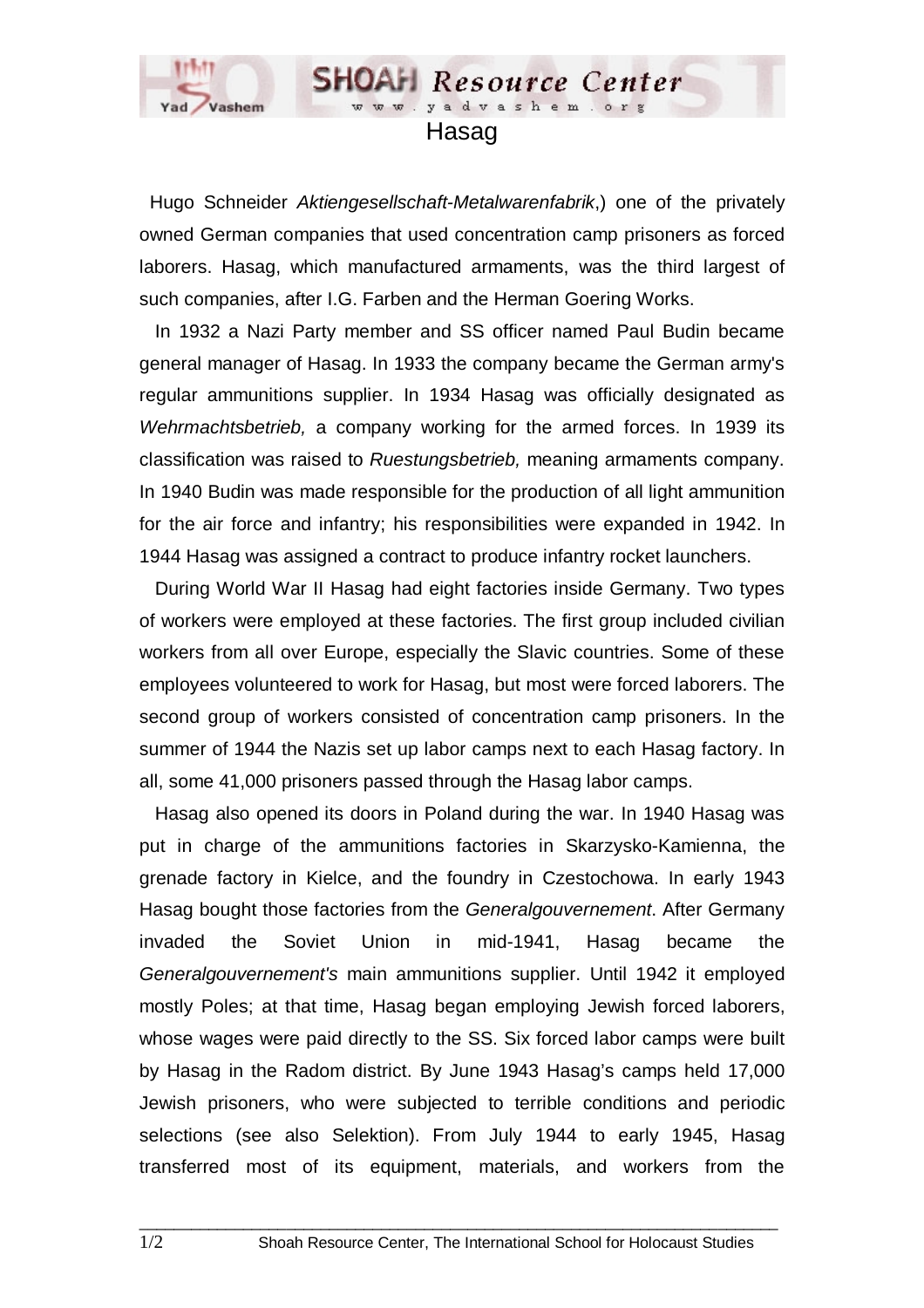# Hasag

Hugo Schneider *Aktiengesellschaft-Metalwarenfabrik*,) one of the privately owned German companies that used concentration camp prisoners as forced laborers. Hasag, which manufactured armaments, was the third largest of such companies, after I.G. Farben and the Herman Goering Works.

In 1932 a Nazi Party member and SS officer named Paul Budin became general manager of Hasag. In 1933 the company became the German army's regular ammunitions supplier. In 1934 Hasag was officially designated as *Wehrmachtsbetrieb,* a company working for the armed forces. In 1939 its classification was raised to *Ruestungsbetrieb,* meaning armaments company. In 1940 Budin was made responsible for the production of all light ammunition for the air force and infantry; his responsibilities were expanded in 1942. In 1944 Hasag was assigned a contract to produce infantry rocket launchers.

During World War II Hasag had eight factories inside Germany. Two types of workers were employed at these factories. The first group included civilian workers from all over Europe, especially the Slavic countries. Some of these employees volunteered to work for Hasag, but most were forced laborers. The second group of workers consisted of concentration camp prisoners. In the summer of 1944 the Nazis set up labor camps next to each Hasag factory. In all, some 41,000 prisoners passed through the Hasag labor camps.

Hasag also opened its doors in Poland during the war. In 1940 Hasag was put in charge of the ammunitions factories in Skarzysko-Kamienna, the grenade factory in Kielce, and the foundry in Czestochowa. In early 1943 Hasag bought those factories from the *Generalgouvernement*. After Germany invaded the Soviet Union in mid-1941, Hasag became the *Generalgouvernement's* main ammunitions supplier. Until 1942 it employed mostly Poles; at that time, Hasag began employing Jewish forced laborers, whose wages were paid directly to the SS. Six forced labor camps were built by Hasag in the Radom district. By June 1943 Hasag's camps held 17,000 Jewish prisoners, who were subjected to terrible conditions and periodic selections (see also Selektion). From July 1944 to early 1945, Hasag transferred most of its equipment, materials, and workers from the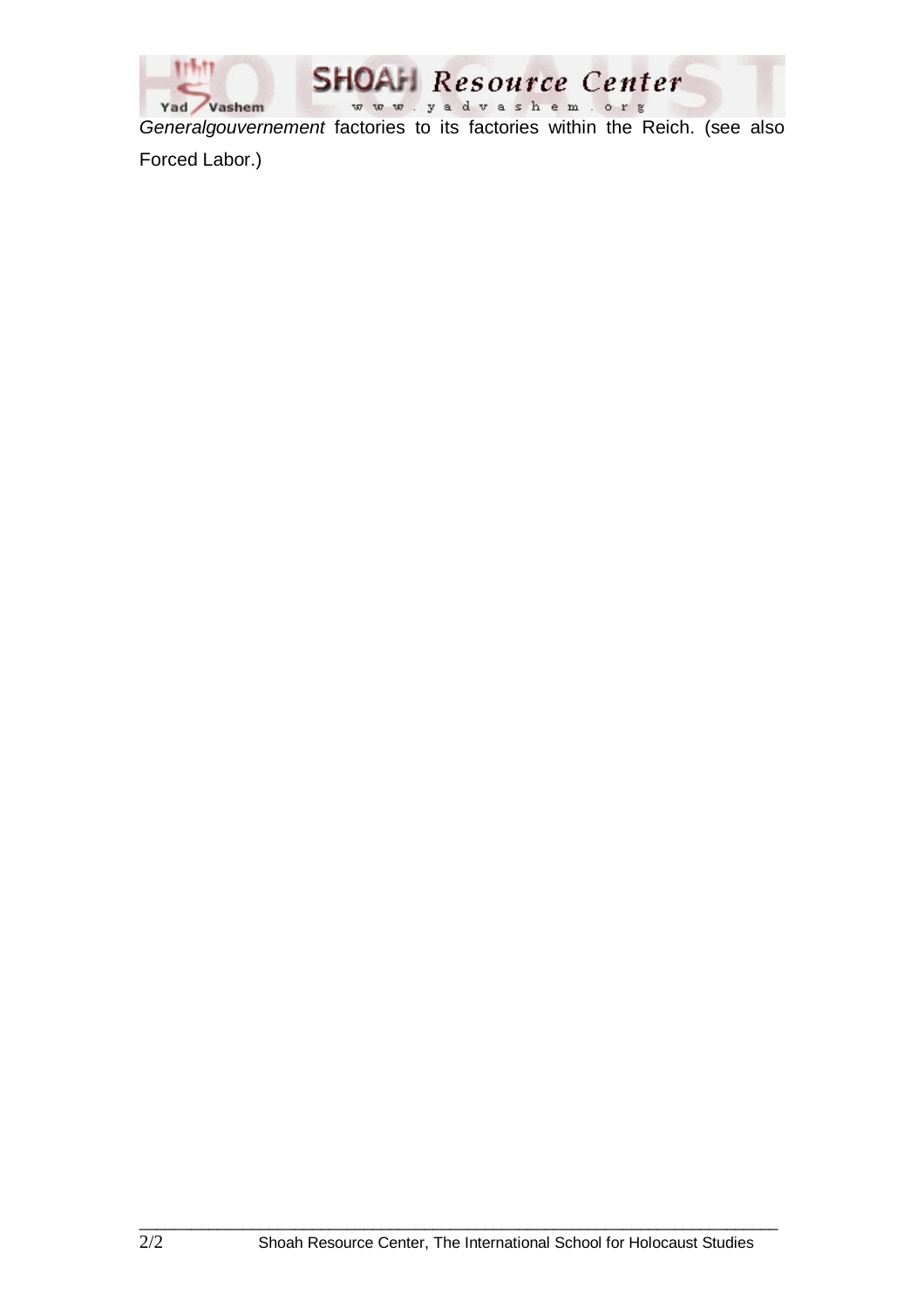*Generalgouvernement* factories to its factories within the Reich. (see also Forced Labor.)